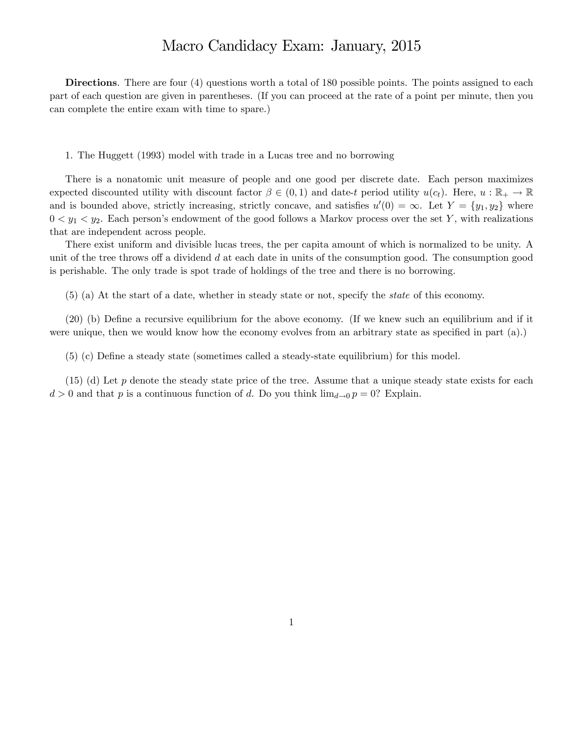# Macro Candidacy Exam: January, 2015

**Directions**. There are four (4) questions worth a total of 180 possible points. The points assigned to each part of each question are given in parentheses. (If you can proceed at the rate of a point per minute, then you can complete the entire exam with time to spare.)

1. The Huggett (1993) model with trade in a Lucas tree and no borrowing

There is a nonatomic unit measure of people and one good per discrete date. Each person maximizes expected discounted utility with discount factor $\beta \in (0, 1)$ and date-$t$ period utility $u(c_t)$. Here, $u : \mathbb{R}_+ \to \mathbb{R}$ and is bounded above, strictly increasing, strictly concave, and satisfies $u'(0) = \infty$. Let $Y = \{y_1, y_2\}$ where $0 < y_1 < y_2$. Each person's endowment of the good follows a Markov process over the set $Y$, with realizations that are independent across people.

There exist uniform and divisible lucas trees, the per capita amount of which is normalized to be unity. A unit of the tree throws off a dividend $d$ at each date in units of the consumption good. The consumption good is perishable. The only trade is spot trade of holdings of the tree and there is no borrowing.

(5) (a) At the start of a date, whether in steady state or not, specify the *state* of this economy.

(20) (b) Define a recursive equilibrium for the above economy. (If we knew such an equilibrium and if it were unique, then we would know how the economy evolves from an arbitrary state as specified in part (a).)

(5) (c) Define a steady state (sometimes called a steady-state equilibrium) for this model.

(15) (d) Let $p$ denote the steady state price of the tree. Assume that a unique steady state exists for each $d > 0$ and that $p$ is a continuous function of $d$. Do you think $\lim_{d \to 0} p = 0$? Explain.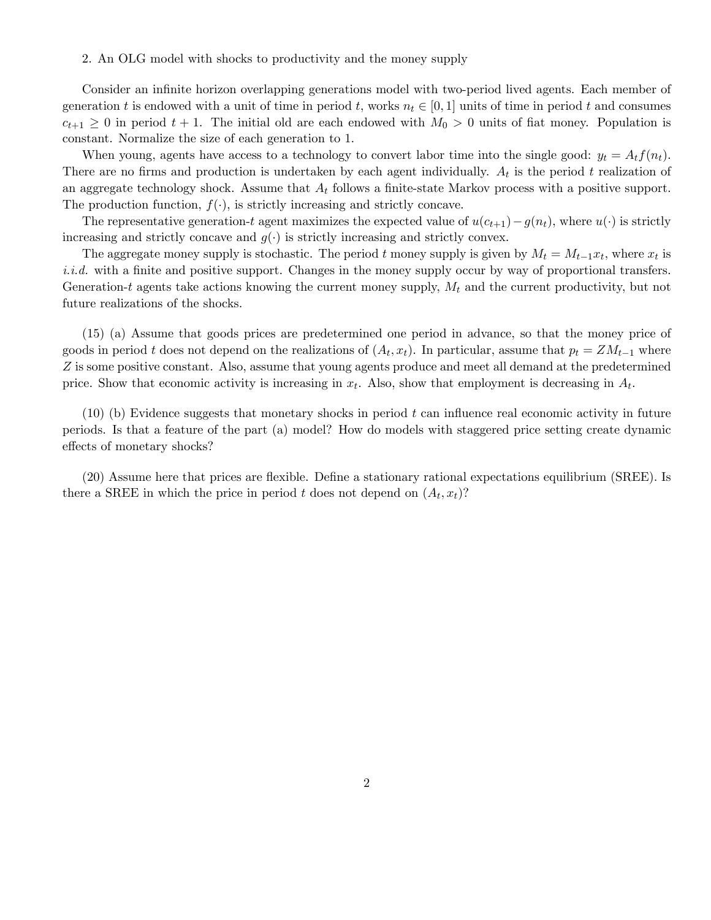2. An OLG model with shocks to productivity and the money supply

Consider an infinite horizon overlapping generations model with two-period lived agents. Each member of generation $t$ is endowed with a unit of time in period $t$, works $n_t \in [0,1]$ units of time in period $t$ and consumes $c_{t+1} \geq 0$ in period $t+1$. The initial old are each endowed with $M_0 > 0$ units of fiat money. Population is constant. Normalize the size of each generation to 1.

When young, agents have access to a technology to convert labor time into the single good: $y_t = A_t f(n_t)$. There are no firms and production is undertaken by each agent individually. $A_t$ is the period $t$ realization of an aggregate technology shock. Assume that $A_t$ follows a finite-state Markov process with a positive support. The production function, $f(\cdot)$, is strictly increasing and strictly concave.

The representative generation-$t$ agent maximizes the expected value of $u(c_{t+1}) - g(n_t)$, where $u(\cdot)$ is strictly increasing and strictly concave and $g(\cdot)$ is strictly increasing and strictly convex.

The aggregate money supply is stochastic. The period $t$ money supply is given by $M_t = M_{t-1}x_t$, where $x_t$ is *i.i.d.* with a finite and positive support. Changes in the money supply occur by way of proportional transfers. Generation-$t$ agents take actions knowing the current money supply, $M_t$ and the current productivity, but not future realizations of the shocks.

(15) (a) Assume that goods prices are predetermined one period in advance, so that the money price of goods in period $t$ does not depend on the realizations of $(A_t, x_t)$. In particular, assume that $p_t = ZM_{t-1}$ where $Z$ is some positive constant. Also, assume that young agents produce and meet all demand at the predetermined price. Show that economic activity is increasing in $x_t$. Also, show that employment is decreasing in $A_t$.

(10) (b) Evidence suggests that monetary shocks in period $t$ can influence real economic activity in future periods. Is that a feature of the part (a) model? How do models with staggered price setting create dynamic effects of monetary shocks?

(20) Assume here that prices are flexible. Define a stationary rational expectations equilibrium (SREE). Is there a SREE in which the price in period $t$ does not depend on $(A_t, x_t)$?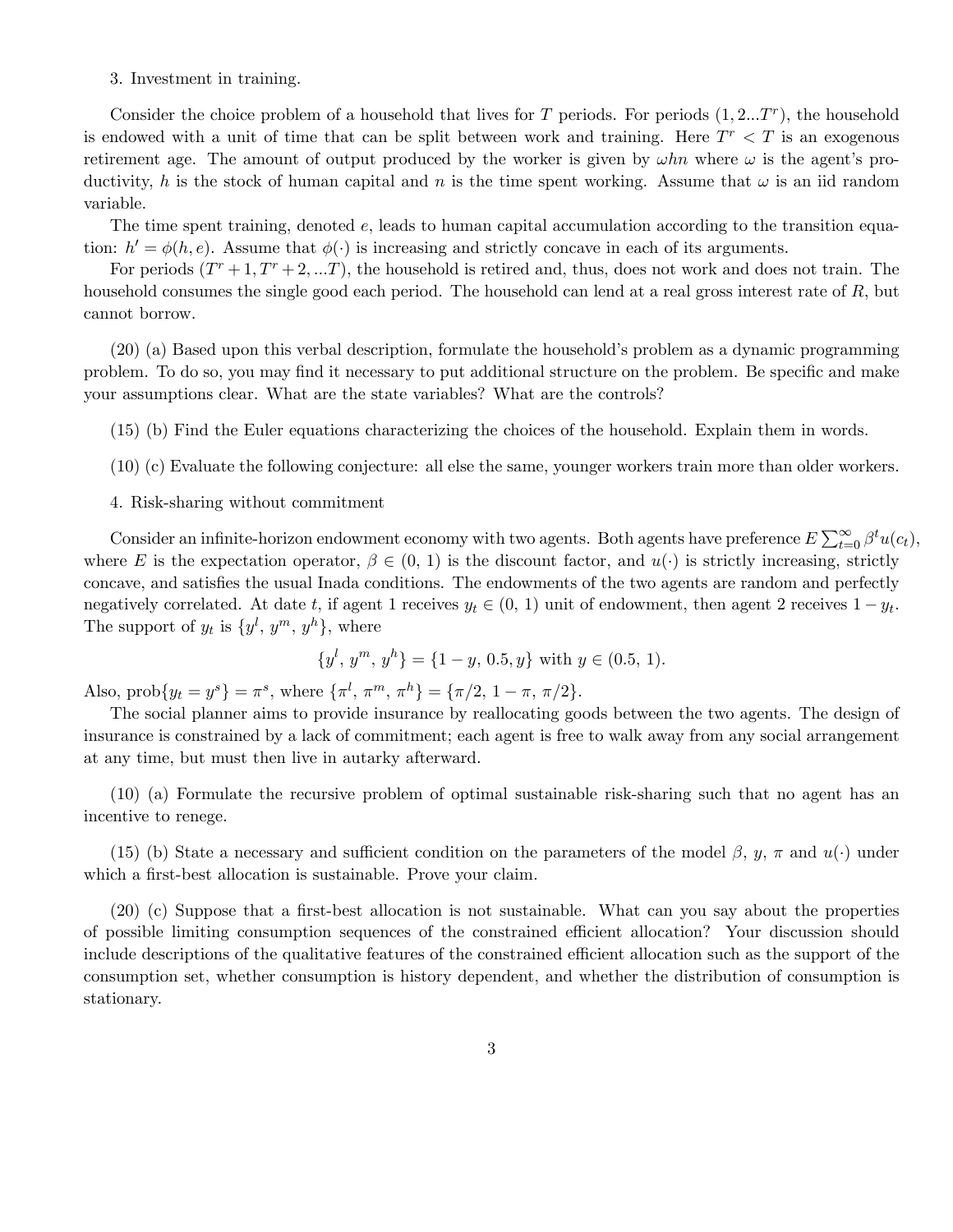3. Investment in training.

Consider the choice problem of a household that lives for $T$ periods. For periods $(1, 2...T^r)$, the household is endowed with a unit of time that can be split between work and training. Here $T^r < T$ is an exogenous retirement age. The amount of output produced by the worker is given by $\omega hn$ where $\omega$ is the agent's productivity, $h$ is the stock of human capital and $n$ is the time spent working. Assume that $\omega$ is an iid random variable.

The time spent training, denoted $e$, leads to human capital accumulation according to the transition equation: $h' = \phi(h, e)$. Assume that $\phi(\cdot)$ is increasing and strictly concave in each of its arguments.

For periods $(T^r + 1, T^r + 2, ...T)$, the household is retired and, thus, does not work and does not train. The household consumes the single good each period. The household can lend at a real gross interest rate of $R$, but cannot borrow.

(20) (a) Based upon this verbal description, formulate the household's problem as a dynamic programming problem. To do so, you may find it necessary to put additional structure on the problem. Be specific and make your assumptions clear. What are the state variables? What are the controls?

(15) (b) Find the Euler equations characterizing the choices of the household. Explain them in words.

(10) (c) Evaluate the following conjecture: all else the same, younger workers train more than older workers.

4. Risk-sharing without commitment

Consider an infinite-horizon endowment economy with two agents. Both agents have preference $E \sum_{t=0}^{\infty} \beta^t u(c_t)$, where $E$ is the expectation operator, $\beta \in (0, 1)$ is the discount factor, and $u(\cdot)$ is strictly increasing, strictly concave, and satisfies the usual Inada conditions. The endowments of the two agents are random and perfectly negatively correlated. At date $t$, if agent 1 receives $y_t \in (0, 1)$ unit of endowment, then agent 2 receives $1 - y_t$. The support of $y_t$ is $\{y^l, y^m, y^h\}$, where

$$\{y^l, y^m, y^h\} = \{1 - y, 0.5, y\} \text{ with } y \in (0.5, 1).$$

Also, $\text{prob}\{y_t = y^s\} = \pi^s$, where $\{\pi^l, \pi^m, \pi^h\} = \{\pi/2, 1 - \pi, \pi/2\}$.

The social planner aims to provide insurance by reallocating goods between the two agents. The design of insurance is constrained by a lack of commitment; each agent is free to walk away from any social arrangement at any time, but must then live in autarky afterward.

(10) (a) Formulate the recursive problem of optimal sustainable risk-sharing such that no agent has an incentive to renege.

(15) (b) State a necessary and sufficient condition on the parameters of the model $\beta$, $y$, $\pi$ and $u(\cdot)$ under which a first-best allocation is sustainable. Prove your claim.

(20) (c) Suppose that a first-best allocation is not sustainable. What can you say about the properties of possible limiting consumption sequences of the constrained efficient allocation? Your discussion should include descriptions of the qualitative features of the constrained efficient allocation such as the support of the consumption set, whether consumption is history dependent, and whether the distribution of consumption is stationary.